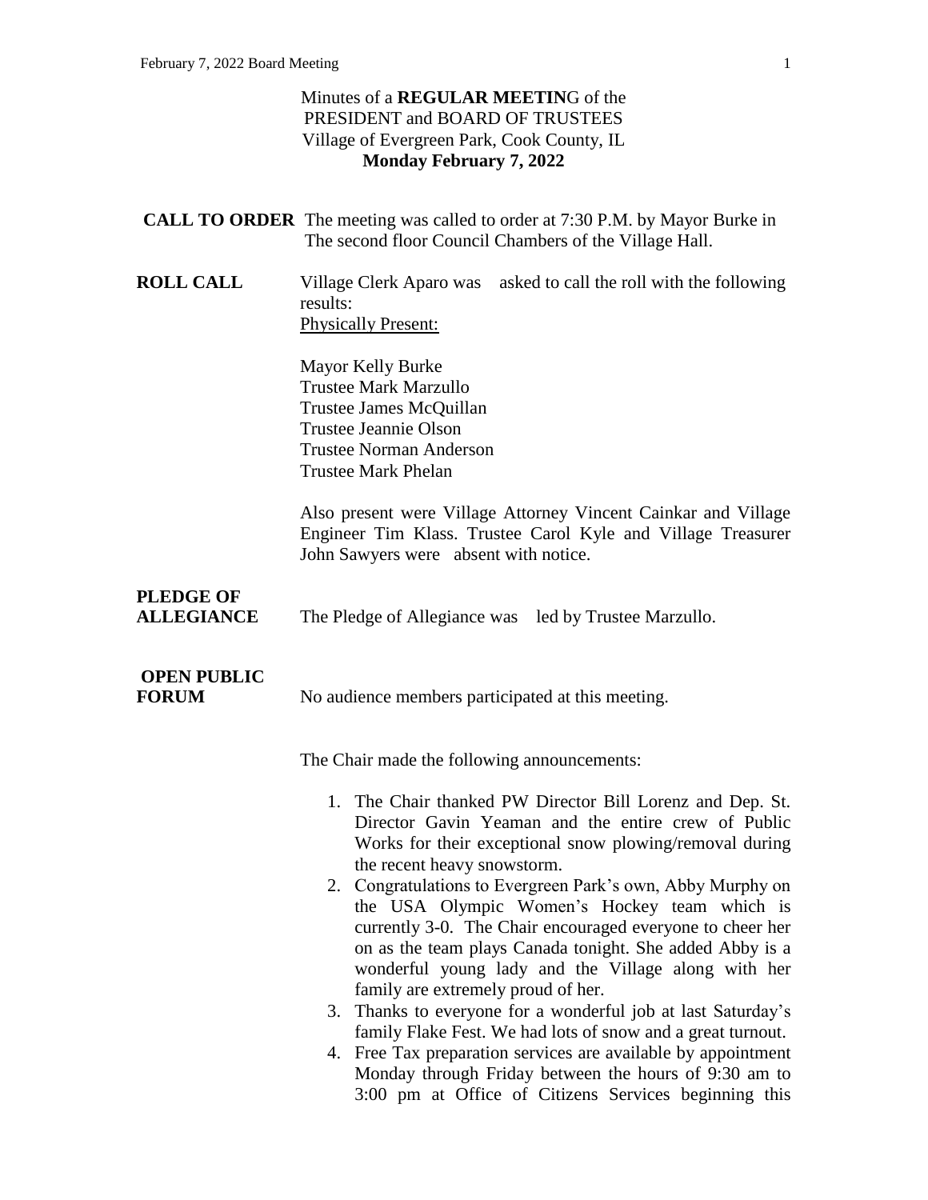Minutes of a **REGULAR MEETIN**G of the
PRESIDENT and BOARD OF TRUSTEES
Village of Evergreen Park, Cook County, IL
**Monday February 7, 2022**

**CALL TO ORDER** The meeting was called to order at 7:30 P.M. by Mayor Burke in The second floor Council Chambers of the Village Hall.

**ROLL CALL** Village Clerk Aparo was asked to call the roll with the following results:

Physically Present:

Mayor Kelly Burke
Trustee Mark Marzullo
Trustee James McQuillan
Trustee Jeannie Olson
Trustee Norman Anderson
Trustee Mark Phelan

Also present were Village Attorney Vincent Cainkar and Village Engineer Tim Klass. Trustee Carol Kyle and Village Treasurer John Sawyers were absent with notice.

**PLEDGE OF ALLEGIANCE** The Pledge of Allegiance was led by Trustee Marzullo.

**OPEN PUBLIC FORUM** No audience members participated at this meeting.

The Chair made the following announcements:

1. The Chair thanked PW Director Bill Lorenz and Dep. St. Director Gavin Yeaman and the entire crew of Public Works for their exceptional snow plowing/removal during the recent heavy snowstorm.
2. Congratulations to Evergreen Park's own, Abby Murphy on the USA Olympic Women's Hockey team which is currently 3-0. The Chair encouraged everyone to cheer her on as the team plays Canada tonight. She added Abby is a wonderful young lady and the Village along with her family are extremely proud of her.
3. Thanks to everyone for a wonderful job at last Saturday's family Flake Fest. We had lots of snow and a great turnout.
4. Free Tax preparation services are available by appointment Monday through Friday between the hours of 9:30 am to 3:00 pm at Office of Citizens Services beginning this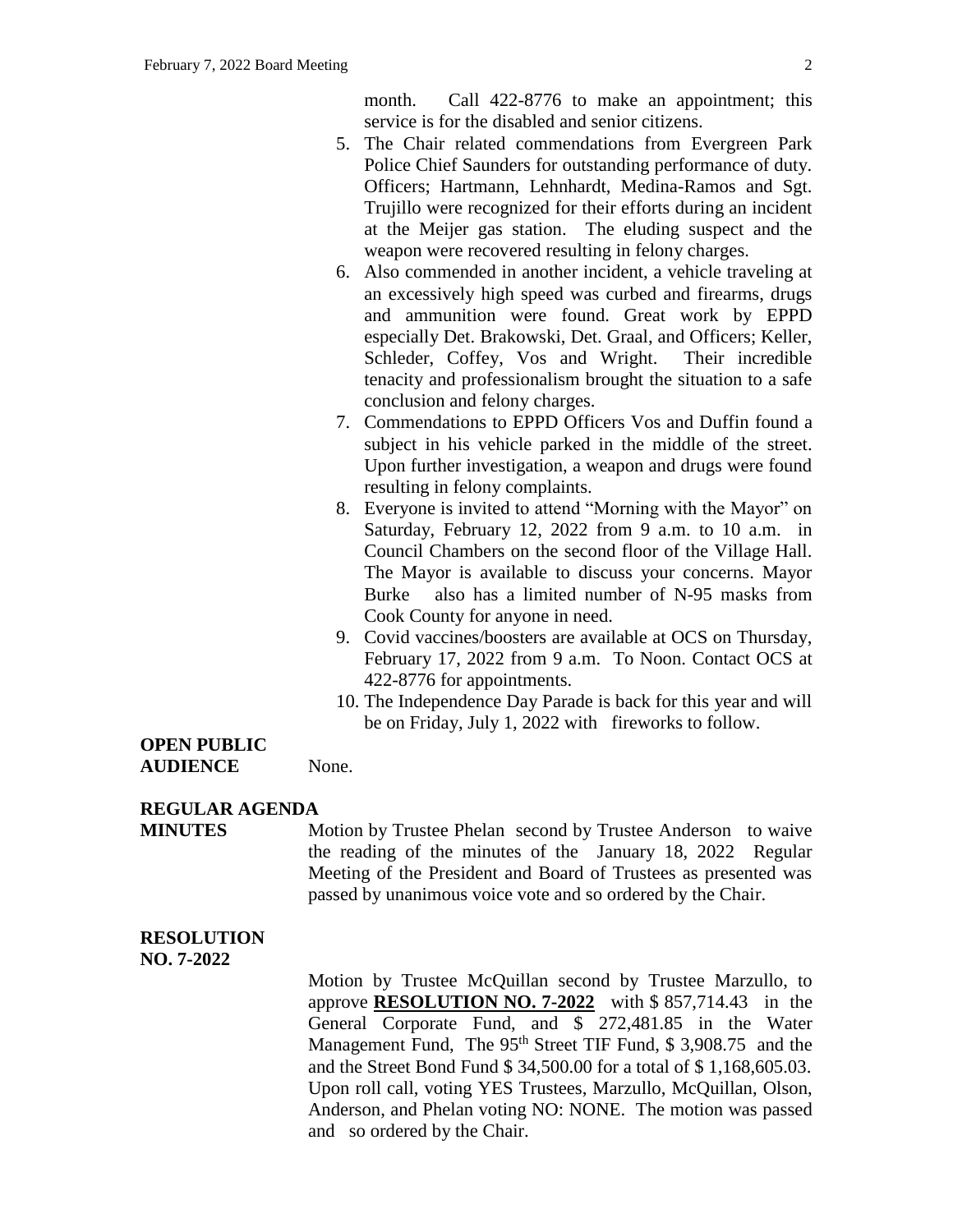month. Call 422-8776 to make an appointment; this service is for the disabled and senior citizens.

5. The Chair related commendations from Evergreen Park Police Chief Saunders for outstanding performance of duty. Officers; Hartmann, Lehnhardt, Medina-Ramos and Sgt. Trujillo were recognized for their efforts during an incident at the Meijer gas station. The eluding suspect and the weapon were recovered resulting in felony charges.
6. Also commended in another incident, a vehicle traveling at an excessively high speed was curbed and firearms, drugs and ammunition were found. Great work by EPPD especially Det. Brakowski, Det. Graal, and Officers; Keller, Schleder, Coffey, Vos and Wright. Their incredible tenacity and professionalism brought the situation to a safe conclusion and felony charges.
7. Commendations to EPPD Officers Vos and Duffin found a subject in his vehicle parked in the middle of the street. Upon further investigation, a weapon and drugs were found resulting in felony complaints.
8. Everyone is invited to attend "Morning with the Mayor" on Saturday, February 12, 2022 from 9 a.m. to 10 a.m. in Council Chambers on the second floor of the Village Hall. The Mayor is available to discuss your concerns. Mayor Burke also has a limited number of N-95 masks from Cook County for anyone in need.
9. Covid vaccines/boosters are available at OCS on Thursday, February 17, 2022 from 9 a.m. To Noon. Contact OCS at 422-8776 for appointments.
10. The Independence Day Parade is back for this year and will be on Friday, July 1, 2022 with fireworks to follow.

**OPEN PUBLIC AUDIENCE** None.

**REGULAR AGENDA**

**MINUTES** Motion by Trustee Phelan second by Trustee Anderson to waive the reading of the minutes of the January 18, 2022 Regular Meeting of the President and Board of Trustees as presented was passed by unanimous voice vote and so ordered by the Chair.

**RESOLUTION NO. 7-2022**

Motion by Trustee McQuillan second by Trustee Marzullo, to approve **RESOLUTION NO. 7-2022** with $ 857,714.43 in the General Corporate Fund, and $ 272,481.85 in the Water Management Fund, The 95th Street TIF Fund, $ 3,908.75 and the and the Street Bond Fund $ 34,500.00 for a total of $ 1,168,605.03. Upon roll call, voting YES Trustees, Marzullo, McQuillan, Olson, Anderson, and Phelan voting NO: NONE. The motion was passed and so ordered by the Chair.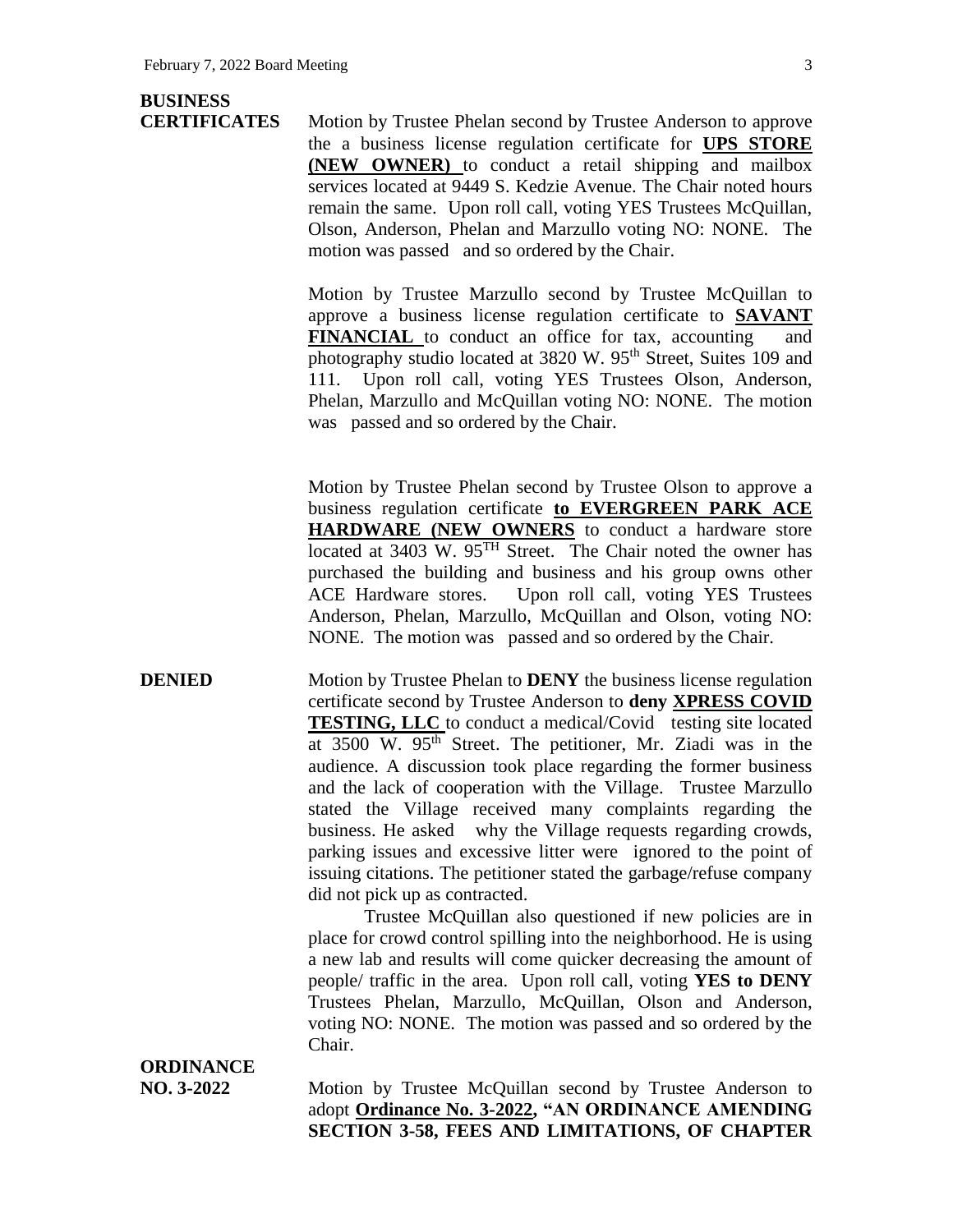**BUSINESS CERTIFICATES**

Motion by Trustee Phelan second by Trustee Anderson to approve the a business license regulation certificate for **UPS STORE (NEW OWNER)** to conduct a retail shipping and mailbox services located at 9449 S. Kedzie Avenue. The Chair noted hours remain the same. Upon roll call, voting YES Trustees McQuillan, Olson, Anderson, Phelan and Marzullo voting NO: NONE. The motion was passed and so ordered by the Chair.

Motion by Trustee Marzullo second by Trustee McQuillan to approve a business license regulation certificate to **SAVANT FINANCIAL** to conduct an office for tax, accounting and photography studio located at 3820 W. 95th Street, Suites 109 and 111. Upon roll call, voting YES Trustees Olson, Anderson, Phelan, Marzullo and McQuillan voting NO: NONE. The motion was passed and so ordered by the Chair.

Motion by Trustee Phelan second by Trustee Olson to approve a business regulation certificate **to EVERGREEN PARK ACE HARDWARE (NEW OWNERS** to conduct a hardware store located at 3403 W. 95TH Street. The Chair noted the owner has purchased the building and business and his group owns other ACE Hardware stores. Upon roll call, voting YES Trustees Anderson, Phelan, Marzullo, McQuillan and Olson, voting NO: NONE. The motion was passed and so ordered by the Chair.

**DENIED**

Motion by Trustee Phelan to **DENY** the business license regulation certificate second by Trustee Anderson to **deny XPRESS COVID TESTING, LLC** to conduct a medical/Covid testing site located at 3500 W. 95th Street. The petitioner, Mr. Ziadi was in the audience. A discussion took place regarding the former business and the lack of cooperation with the Village. Trustee Marzullo stated the Village received many complaints regarding the business. He asked why the Village requests regarding crowds, parking issues and excessive litter were ignored to the point of issuing citations. The petitioner stated the garbage/refuse company did not pick up as contracted.

Trustee McQuillan also questioned if new policies are in place for crowd control spilling into the neighborhood. He is using a new lab and results will come quicker decreasing the amount of people/ traffic in the area. Upon roll call, voting **YES to DENY** Trustees Phelan, Marzullo, McQuillan, Olson and Anderson, voting NO: NONE. The motion was passed and so ordered by the Chair.

**ORDINANCE NO. 3-2022**

Motion by Trustee McQuillan second by Trustee Anderson to adopt **Ordinance No. 3-2022, "AN ORDINANCE AMENDING SECTION 3-58, FEES AND LIMITATIONS, OF CHAPTER**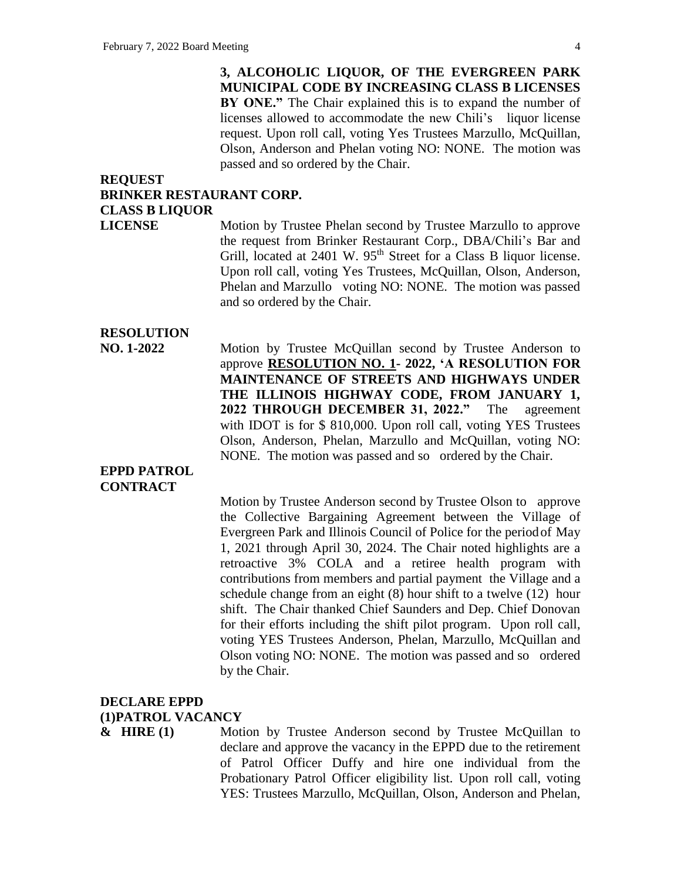**3, ALCOHOLIC LIQUOR, OF THE EVERGREEN PARK MUNICIPAL CODE BY INCREASING CLASS B LICENSES BY ONE."** The Chair explained this is to expand the number of licenses allowed to accommodate the new Chili's liquor license request. Upon roll call, voting Yes Trustees Marzullo, McQuillan, Olson, Anderson and Phelan voting NO: NONE. The motion was passed and so ordered by the Chair.

**REQUEST BRINKER RESTAURANT CORP. CLASS B LIQUOR LICENSE**

Motion by Trustee Phelan second by Trustee Marzullo to approve the request from Brinker Restaurant Corp., DBA/Chili's Bar and Grill, located at 2401 W. 95th Street for a Class B liquor license. Upon roll call, voting Yes Trustees, McQuillan, Olson, Anderson, Phelan and Marzullo voting NO: NONE. The motion was passed and so ordered by the Chair.

**RESOLUTION NO. 1-2022**

Motion by Trustee McQuillan second by Trustee Anderson to approve **RESOLUTION NO. 1- 2022, 'A RESOLUTION FOR MAINTENANCE OF STREETS AND HIGHWAYS UNDER THE ILLINOIS HIGHWAY CODE, FROM JANUARY 1, 2022 THROUGH DECEMBER 31, 2022."** The agreement with IDOT is for $ 810,000. Upon roll call, voting YES Trustees Olson, Anderson, Phelan, Marzullo and McQuillan, voting NO: NONE. The motion was passed and so ordered by the Chair.

**EPPD PATROL CONTRACT**

Motion by Trustee Anderson second by Trustee Olson to approve the Collective Bargaining Agreement between the Village of Evergreen Park and Illinois Council of Police for the period of May 1, 2021 through April 30, 2024. The Chair noted highlights are a retroactive 3% COLA and a retiree health program with contributions from members and partial payment the Village and a schedule change from an eight (8) hour shift to a twelve (12) hour shift. The Chair thanked Chief Saunders and Dep. Chief Donovan for their efforts including the shift pilot program. Upon roll call, voting YES Trustees Anderson, Phelan, Marzullo, McQuillan and Olson voting NO: NONE. The motion was passed and so ordered by the Chair.

**DECLARE EPPD (1)PATROL VACANCY & HIRE (1)**

Motion by Trustee Anderson second by Trustee McQuillan to declare and approve the vacancy in the EPPD due to the retirement of Patrol Officer Duffy and hire one individual from the Probationary Patrol Officer eligibility list. Upon roll call, voting YES: Trustees Marzullo, McQuillan, Olson, Anderson and Phelan,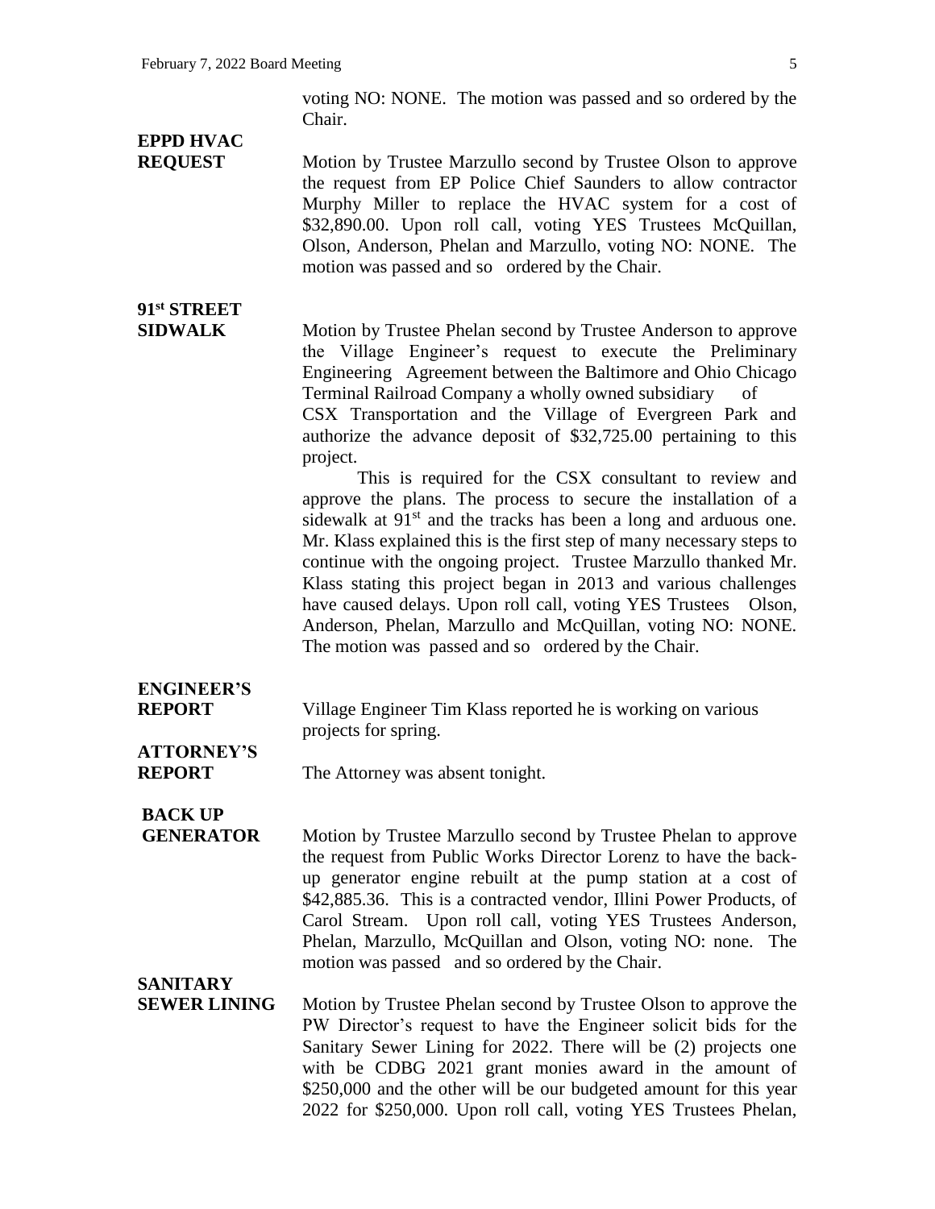voting NO: NONE. The motion was passed and so ordered by the Chair.

**EPPD HVAC REQUEST**

Motion by Trustee Marzullo second by Trustee Olson to approve the request from EP Police Chief Saunders to allow contractor Murphy Miller to replace the HVAC system for a cost of $32,890.00. Upon roll call, voting YES Trustees McQuillan, Olson, Anderson, Phelan and Marzullo, voting NO: NONE. The motion was passed and so ordered by the Chair.

**91st STREET SIDWALK**

Motion by Trustee Phelan second by Trustee Anderson to approve the Village Engineer's request to execute the Preliminary Engineering Agreement between the Baltimore and Ohio Chicago Terminal Railroad Company a wholly owned subsidiary of CSX Transportation and the Village of Evergreen Park and authorize the advance deposit of $32,725.00 pertaining to this project.

This is required for the CSX consultant to review and approve the plans. The process to secure the installation of a sidewalk at 91st and the tracks has been a long and arduous one. Mr. Klass explained this is the first step of many necessary steps to continue with the ongoing project. Trustee Marzullo thanked Mr. Klass stating this project began in 2013 and various challenges have caused delays. Upon roll call, voting YES Trustees Olson, Anderson, Phelan, Marzullo and McQuillan, voting NO: NONE. The motion was passed and so ordered by the Chair.

**ENGINEER'S REPORT**

Village Engineer Tim Klass reported he is working on various projects for spring.

**ATTORNEY'S REPORT**

The Attorney was absent tonight.

**BACK UP GENERATOR**

Motion by Trustee Marzullo second by Trustee Phelan to approve the request from Public Works Director Lorenz to have the back-up generator engine rebuilt at the pump station at a cost of $42,885.36. This is a contracted vendor, Illini Power Products, of Carol Stream. Upon roll call, voting YES Trustees Anderson, Phelan, Marzullo, McQuillan and Olson, voting NO: none. The motion was passed and so ordered by the Chair.

**SANITARY SEWER LINING**

Motion by Trustee Phelan second by Trustee Olson to approve the PW Director's request to have the Engineer solicit bids for the Sanitary Sewer Lining for 2022. There will be (2) projects one with be CDBG 2021 grant monies award in the amount of $250,000 and the other will be our budgeted amount for this year 2022 for $250,000. Upon roll call, voting YES Trustees Phelan,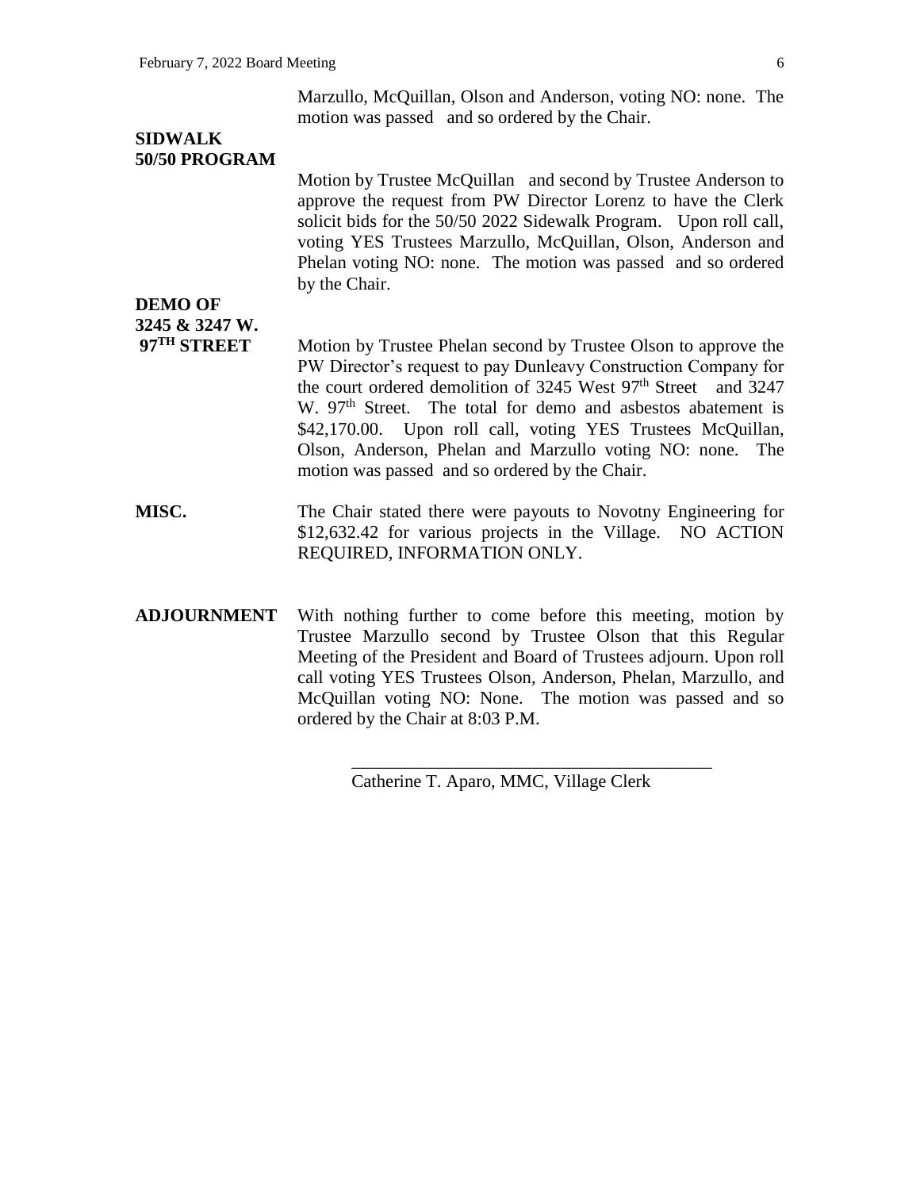Marzullo, McQuillan, Olson and Anderson, voting NO: none. The motion was passed and so ordered by the Chair.

**SIDWALK 50/50 PROGRAM**

Motion by Trustee McQuillan and second by Trustee Anderson to approve the request from PW Director Lorenz to have the Clerk solicit bids for the 50/50 2022 Sidewalk Program. Upon roll call, voting YES Trustees Marzullo, McQuillan, Olson, Anderson and Phelan voting NO: none. The motion was passed and so ordered by the Chair.

**DEMO OF 3245 & 3247 W. 97TH STREET**

Motion by Trustee Phelan second by Trustee Olson to approve the PW Director's request to pay Dunleavy Construction Company for the court ordered demolition of 3245 West 97th Street and 3247 W. 97th Street. The total for demo and asbestos abatement is $42,170.00. Upon roll call, voting YES Trustees McQuillan, Olson, Anderson, Phelan and Marzullo voting NO: none. The motion was passed and so ordered by the Chair.

**MISC.**

The Chair stated there were payouts to Novotny Engineering for $12,632.42 for various projects in the Village. NO ACTION REQUIRED, INFORMATION ONLY.

**ADJOURNMENT**

With nothing further to come before this meeting, motion by Trustee Marzullo second by Trustee Olson that this Regular Meeting of the President and Board of Trustees adjourn. Upon roll call voting YES Trustees Olson, Anderson, Phelan, Marzullo, and McQuillan voting NO: None. The motion was passed and so ordered by the Chair at 8:03 P.M.

\_\_\_\_\_\_\_\_\_\_\_\_\_\_\_\_\_\_\_\_\_\_\_\_\_\_\_\_\_\_\_\_\_\_\_\_\_\_\_\_

Catherine T. Aparo, MMC, Village Clerk